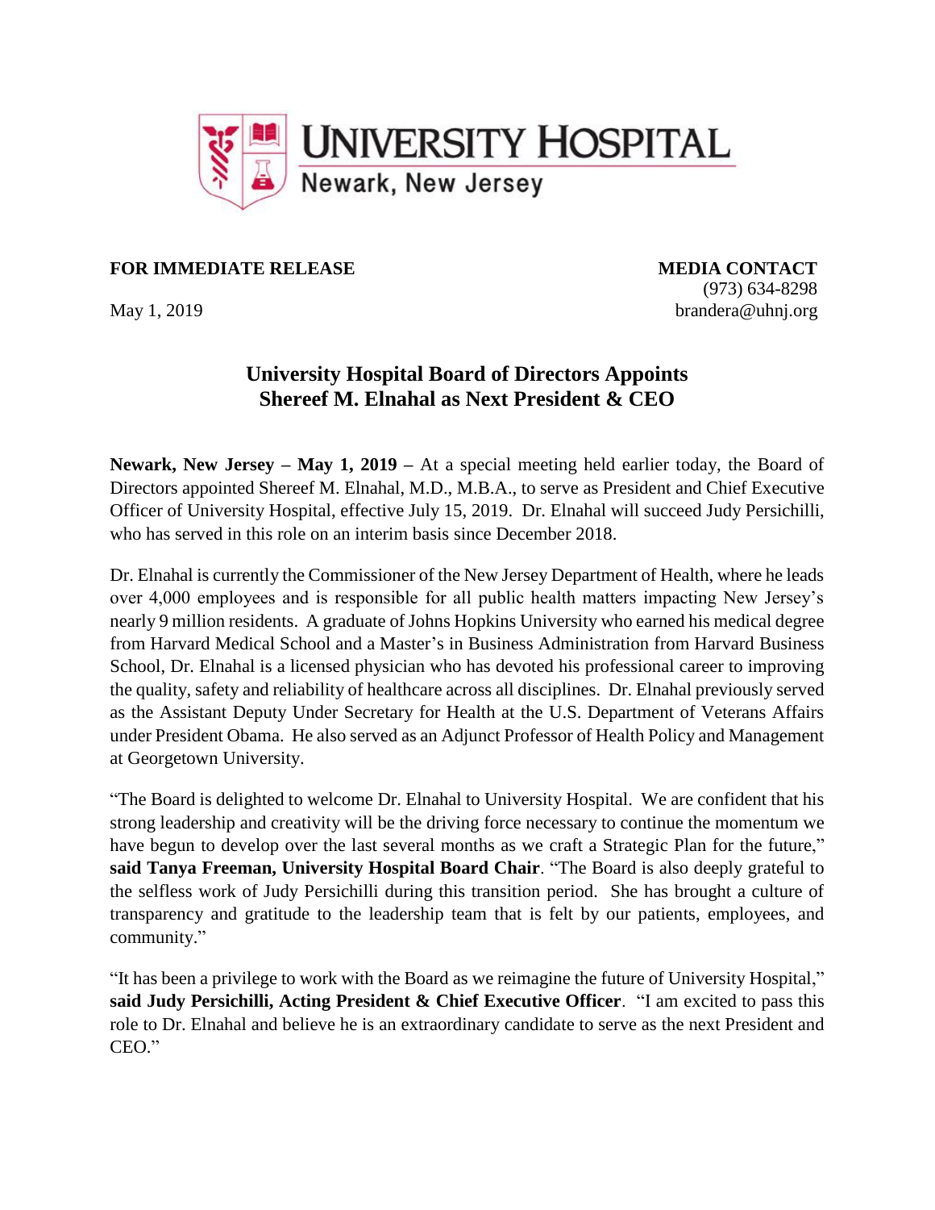**UNIVERSITY HOSPITAL**
Newark, New Jersey

**FOR IMMEDIATE RELEASE**

May 1, 2019

**MEDIA CONTACT**
(973) 634-8298
brandera@uhnj.org

## University Hospital Board of Directors Appoints Shereef M. Elnahal as Next President & CEO

**Newark, New Jersey – May 1, 2019 –** At a special meeting held earlier today, the Board of Directors appointed Shereef M. Elnahal, M.D., M.B.A., to serve as President and Chief Executive Officer of University Hospital, effective July 15, 2019. Dr. Elnahal will succeed Judy Persichilli, who has served in this role on an interim basis since December 2018.

Dr. Elnahal is currently the Commissioner of the New Jersey Department of Health, where he leads over 4,000 employees and is responsible for all public health matters impacting New Jersey's nearly 9 million residents. A graduate of Johns Hopkins University who earned his medical degree from Harvard Medical School and a Master's in Business Administration from Harvard Business School, Dr. Elnahal is a licensed physician who has devoted his professional career to improving the quality, safety and reliability of healthcare across all disciplines. Dr. Elnahal previously served as the Assistant Deputy Under Secretary for Health at the U.S. Department of Veterans Affairs under President Obama. He also served as an Adjunct Professor of Health Policy and Management at Georgetown University.

"The Board is delighted to welcome Dr. Elnahal to University Hospital. We are confident that his strong leadership and creativity will be the driving force necessary to continue the momentum we have begun to develop over the last several months as we craft a Strategic Plan for the future," **said Tanya Freeman, University Hospital Board Chair**. "The Board is also deeply grateful to the selfless work of Judy Persichilli during this transition period. She has brought a culture of transparency and gratitude to the leadership team that is felt by our patients, employees, and community."

"It has been a privilege to work with the Board as we reimagine the future of University Hospital," **said Judy Persichilli, Acting President & Chief Executive Officer**. "I am excited to pass this role to Dr. Elnahal and believe he is an extraordinary candidate to serve as the next President and CEO."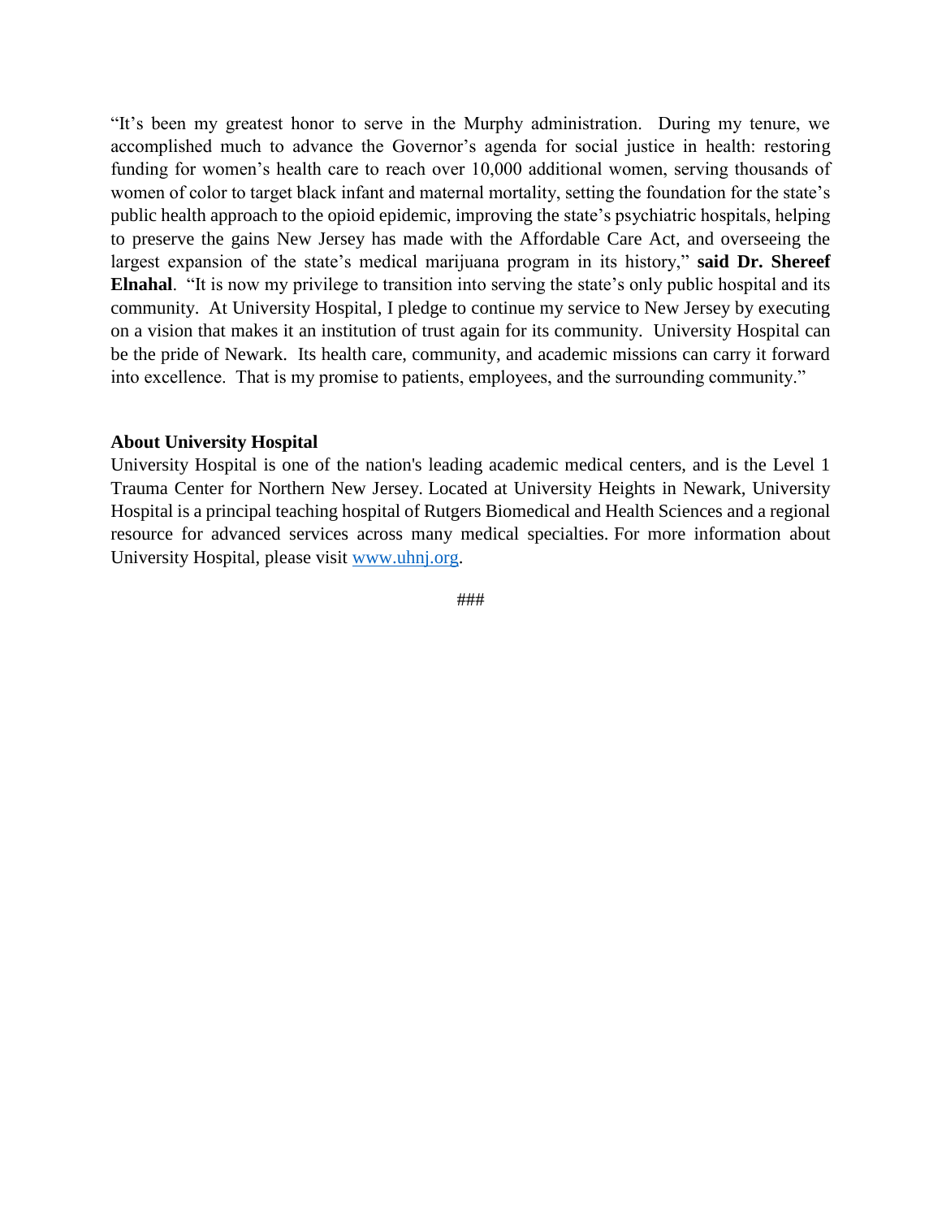"It's been my greatest honor to serve in the Murphy administration.  During my tenure, we accomplished much to advance the Governor's agenda for social justice in health: restoring funding for women's health care to reach over 10,000 additional women, serving thousands of women of color to target black infant and maternal mortality, setting the foundation for the state's public health approach to the opioid epidemic, improving the state's psychiatric hospitals, helping to preserve the gains New Jersey has made with the Affordable Care Act, and overseeing the largest expansion of the state's medical marijuana program in its history," **said Dr. Shereef Elnahal**.  "It is now my privilege to transition into serving the state's only public hospital and its community.  At University Hospital, I pledge to continue my service to New Jersey by executing on a vision that makes it an institution of trust again for its community.  University Hospital can be the pride of Newark.  Its health care, community, and academic missions can carry it forward into excellence.  That is my promise to patients, employees, and the surrounding community."

**About University Hospital**

University Hospital is one of the nation's leading academic medical centers, and is the Level 1 Trauma Center for Northern New Jersey. Located at University Heights in Newark, University Hospital is a principal teaching hospital of Rutgers Biomedical and Health Sciences and a regional resource for advanced services across many medical specialties. For more information about University Hospital, please visit [www.uhnj.org](http://www.uhnj.org).

###